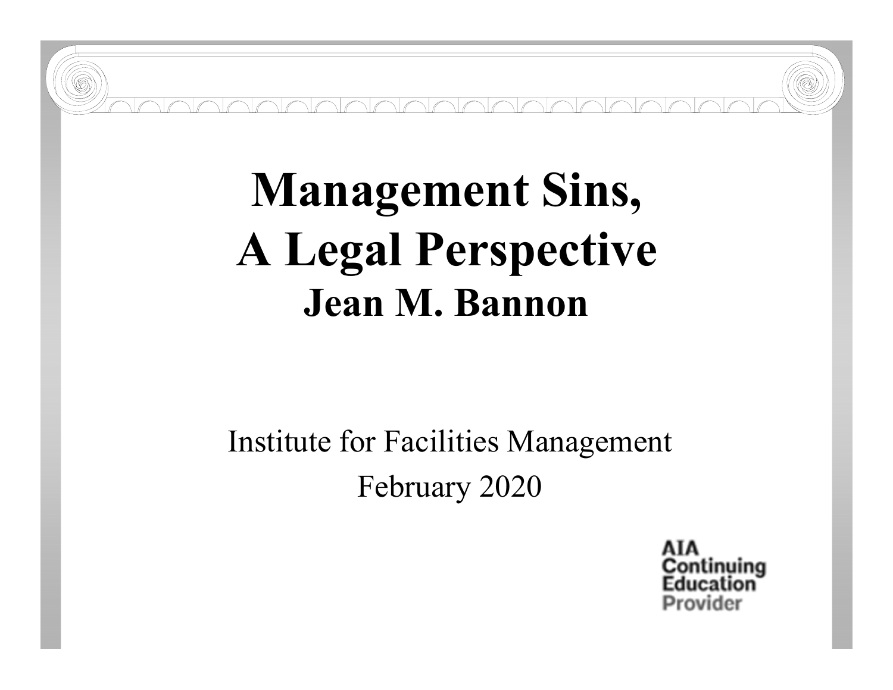# Management Sins, A Legal Perspective

## Jean M. Bannon

Institute for Facilities Management

February 2020

AIA Continuing Education Provider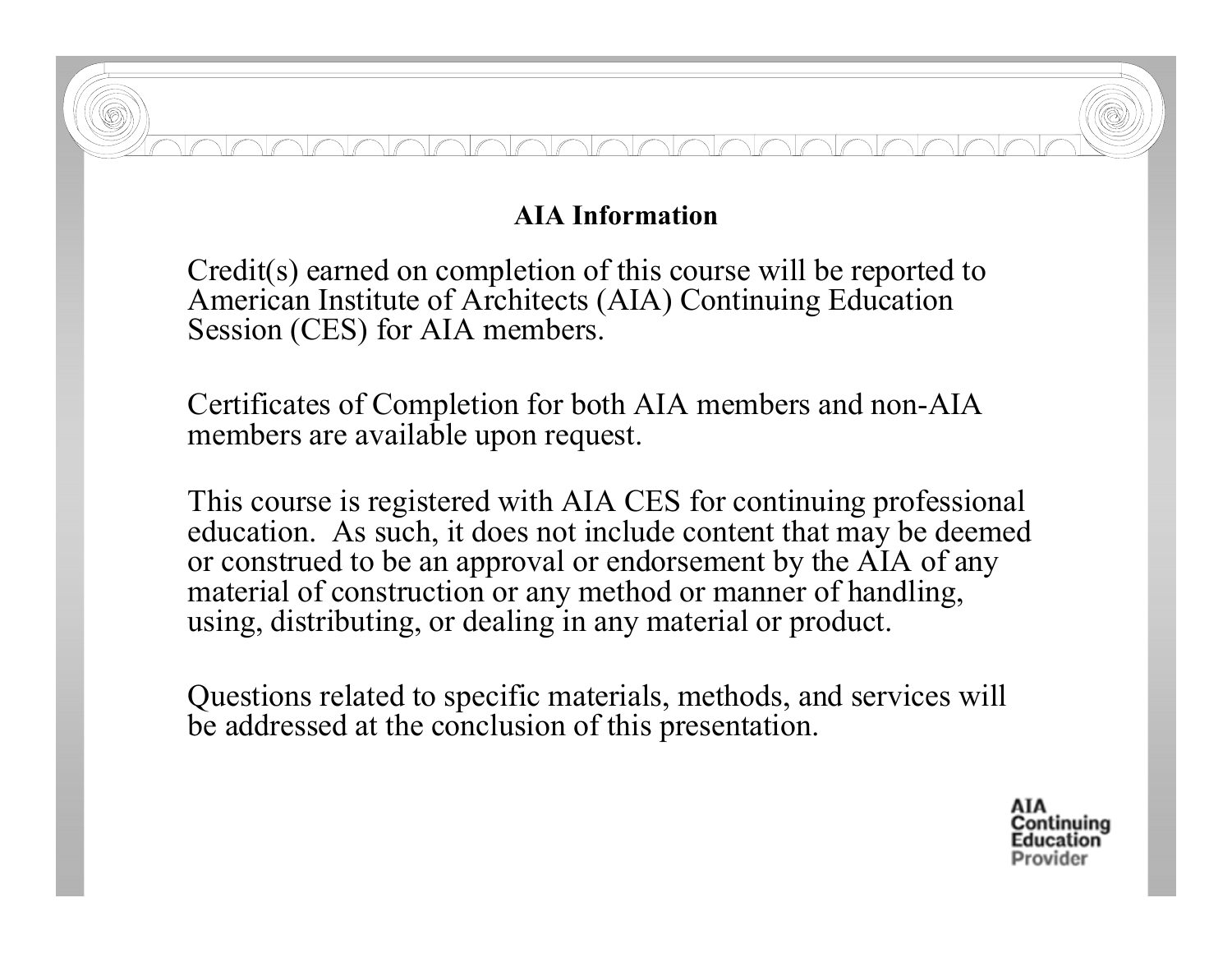## AIA Information

Credit(s) earned on completion of this course will be reported to American Institute of Architects (AIA) Continuing Education Session (CES) for AIA members.

Certificates of Completion for both AIA members and non-AIA members are available upon request.

This course is registered with AIA CES for continuing professional education. As such, it does not include content that may be deemed or construed to be an approval or endorsement by the AIA of any material of construction or any method or manner of handling, using, distributing, or dealing in any material or product.

Questions related to specific materials, methods, and services will be addressed at the conclusion of this presentation.

AIA Continuing Education Provider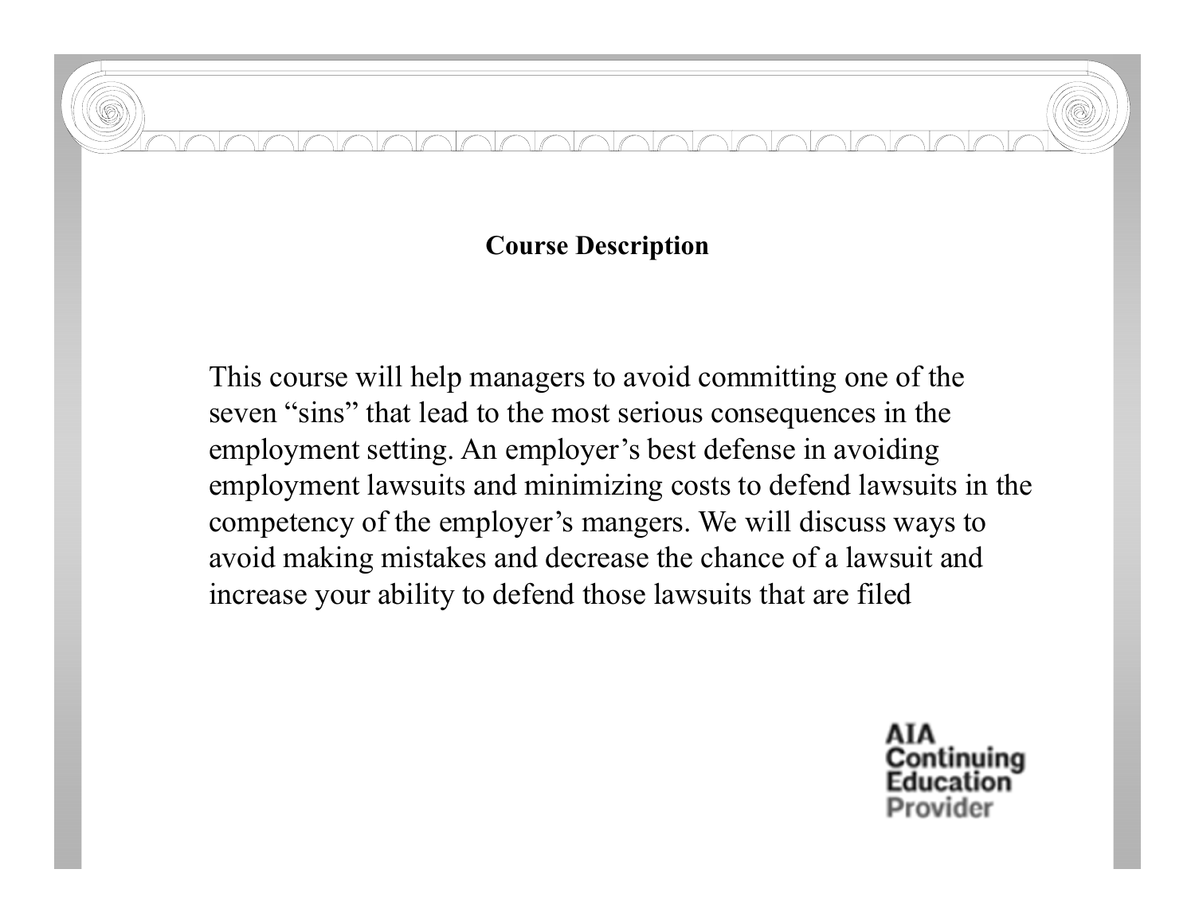## Course Description

This course will help managers to avoid committing one of the seven "sins" that lead to the most serious consequences in the employment setting. An employer's best defense in avoiding employment lawsuits and minimizing costs to defend lawsuits in the competency of the employer's mangers. We will discuss ways to avoid making mistakes and decrease the chance of a lawsuit and increase your ability to defend those lawsuits that are filed

AIA Continuing Education Provider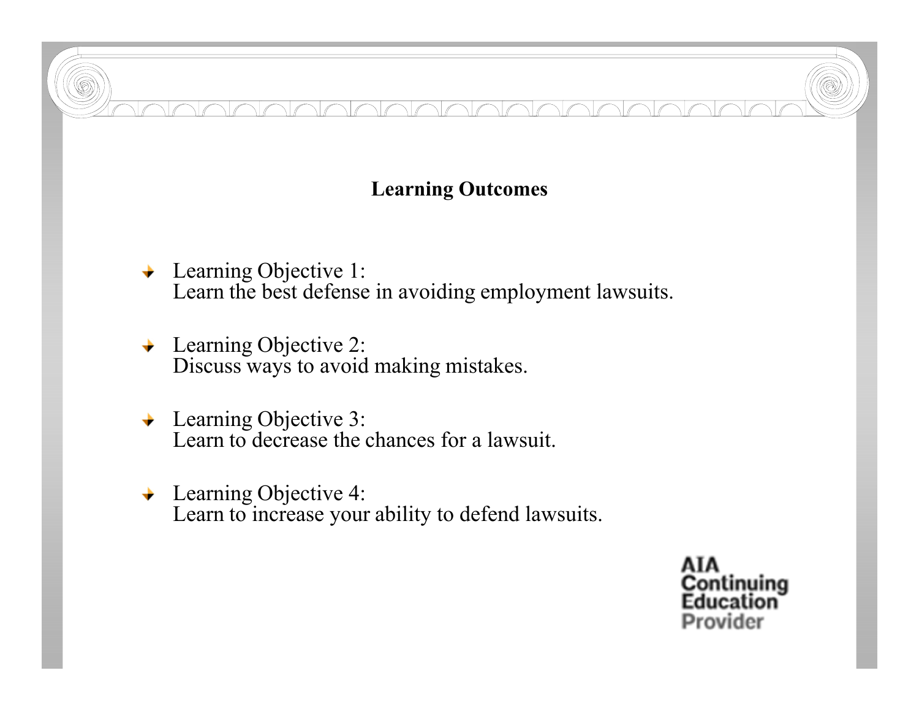## Learning Outcomes

- Learning Objective 1:
  Learn the best defense in avoiding employment lawsuits.

- Learning Objective 2:
  Discuss ways to avoid making mistakes.

- Learning Objective 3:
  Learn to decrease the chances for a lawsuit.

- Learning Objective 4:
  Learn to increase your ability to defend lawsuits.

AIA Continuing Education Provider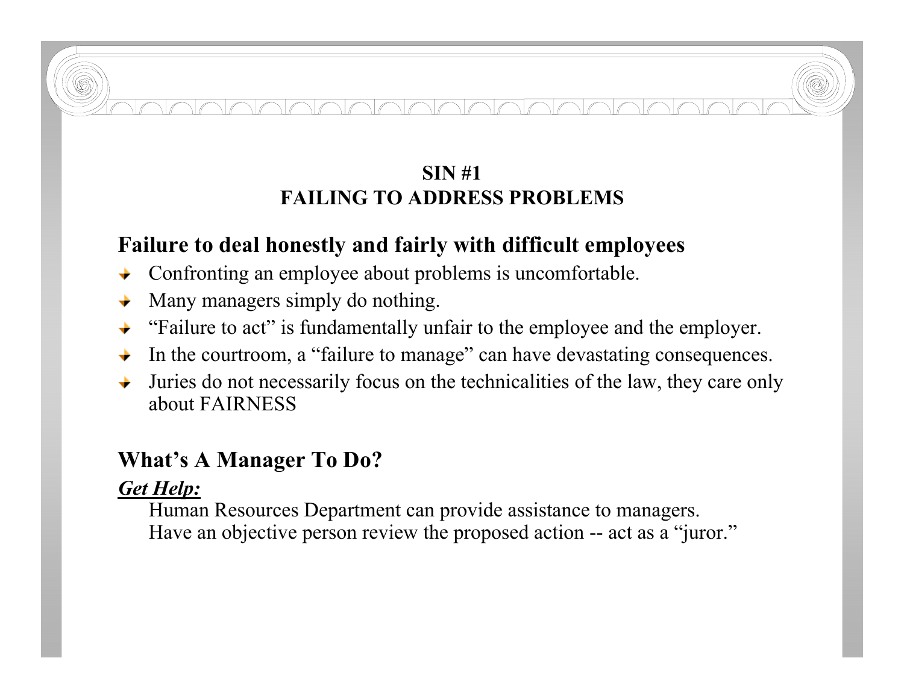## SIN #1
## FAILING TO ADDRESS PROBLEMS

### Failure to deal honestly and fairly with difficult employees

- Confronting an employee about problems is uncomfortable.
- Many managers simply do nothing.
- "Failure to act" is fundamentally unfair to the employee and the employer.
- In the courtroom, a "failure to manage" can have devastating consequences.
- Juries do not necessarily focus on the technicalities of the law, they care only about FAIRNESS

### What's A Manager To Do?

***Get Help:***

Human Resources Department can provide assistance to managers.
Have an objective person review the proposed action -- act as a "juror."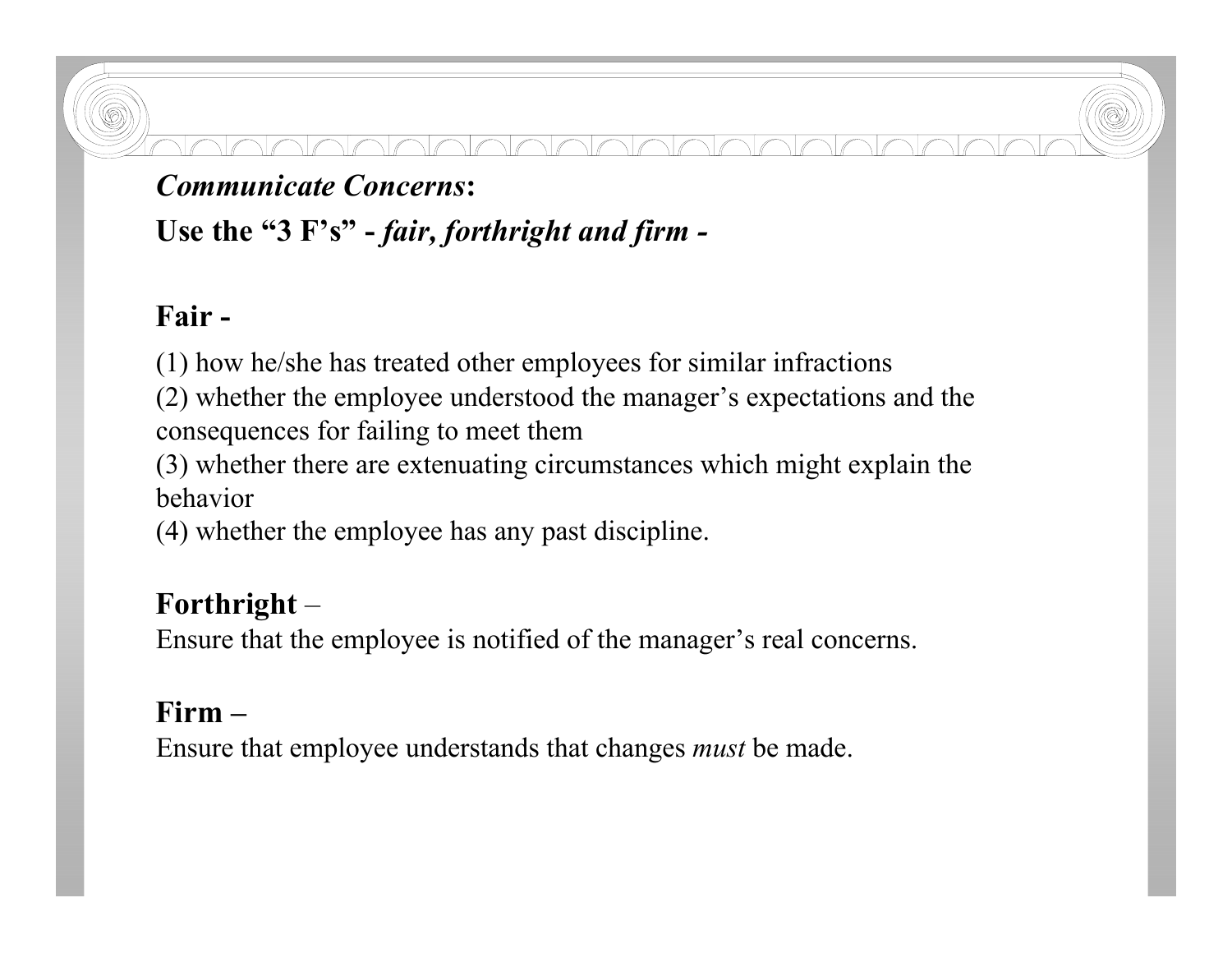***Communicate Concerns*:**

**Use the “3 F’s” - *fair, forthright and firm -***

**Fair -**

(1) how he/she has treated other employees for similar infractions
(2) whether the employee understood the manager’s expectations and the consequences for failing to meet them
(3) whether there are extenuating circumstances which might explain the behavior
(4) whether the employee has any past discipline.

**Forthright** –
Ensure that the employee is notified of the manager’s real concerns.

**Firm –**
Ensure that employee understands that changes *must* be made.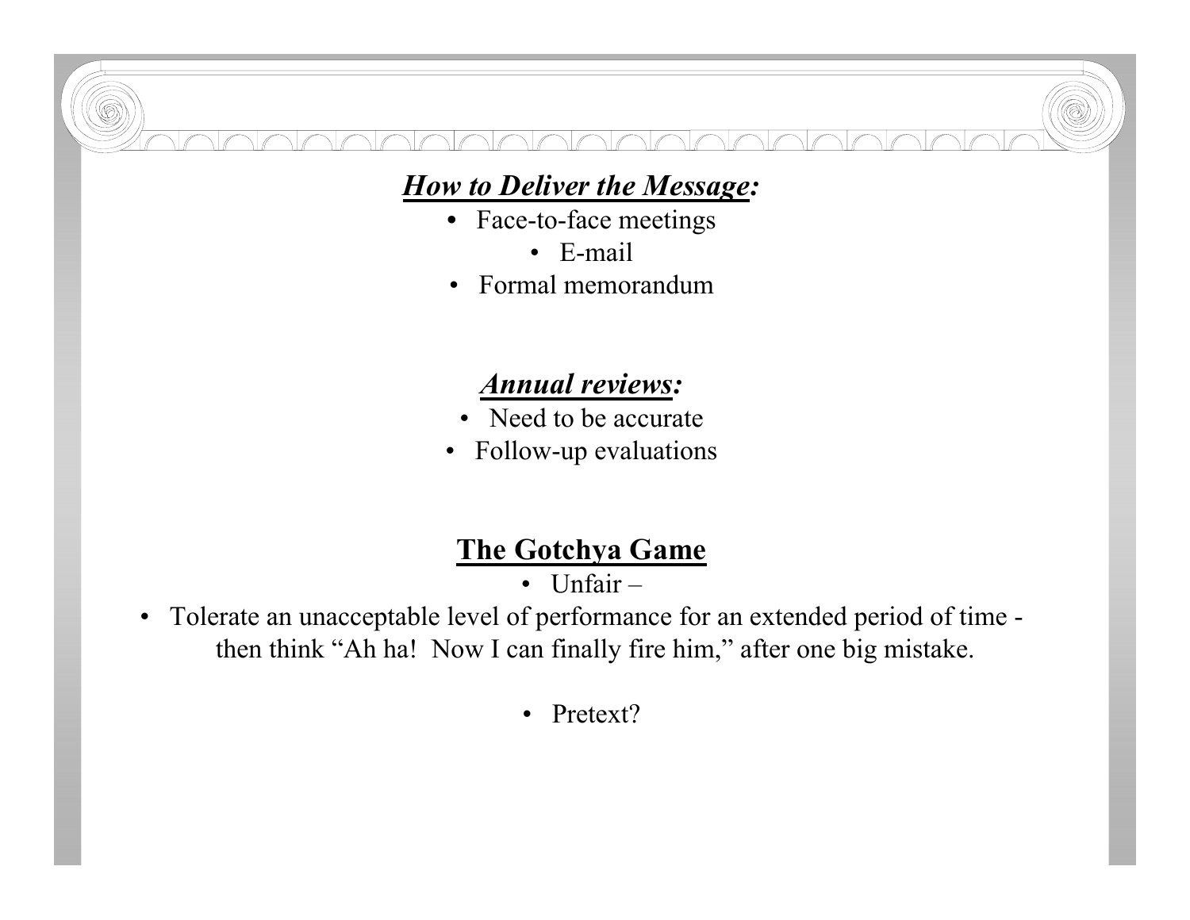## ***How to Deliver the Message:***

- Face-to-face meetings
- E-mail
- Formal memorandum

## ***Annual reviews:***

- Need to be accurate
- Follow-up evaluations

## **The Gotchya Game**

- Unfair –
- Tolerate an unacceptable level of performance for an extended period of time - then think "Ah ha! Now I can finally fire him," after one big mistake.
- Pretext?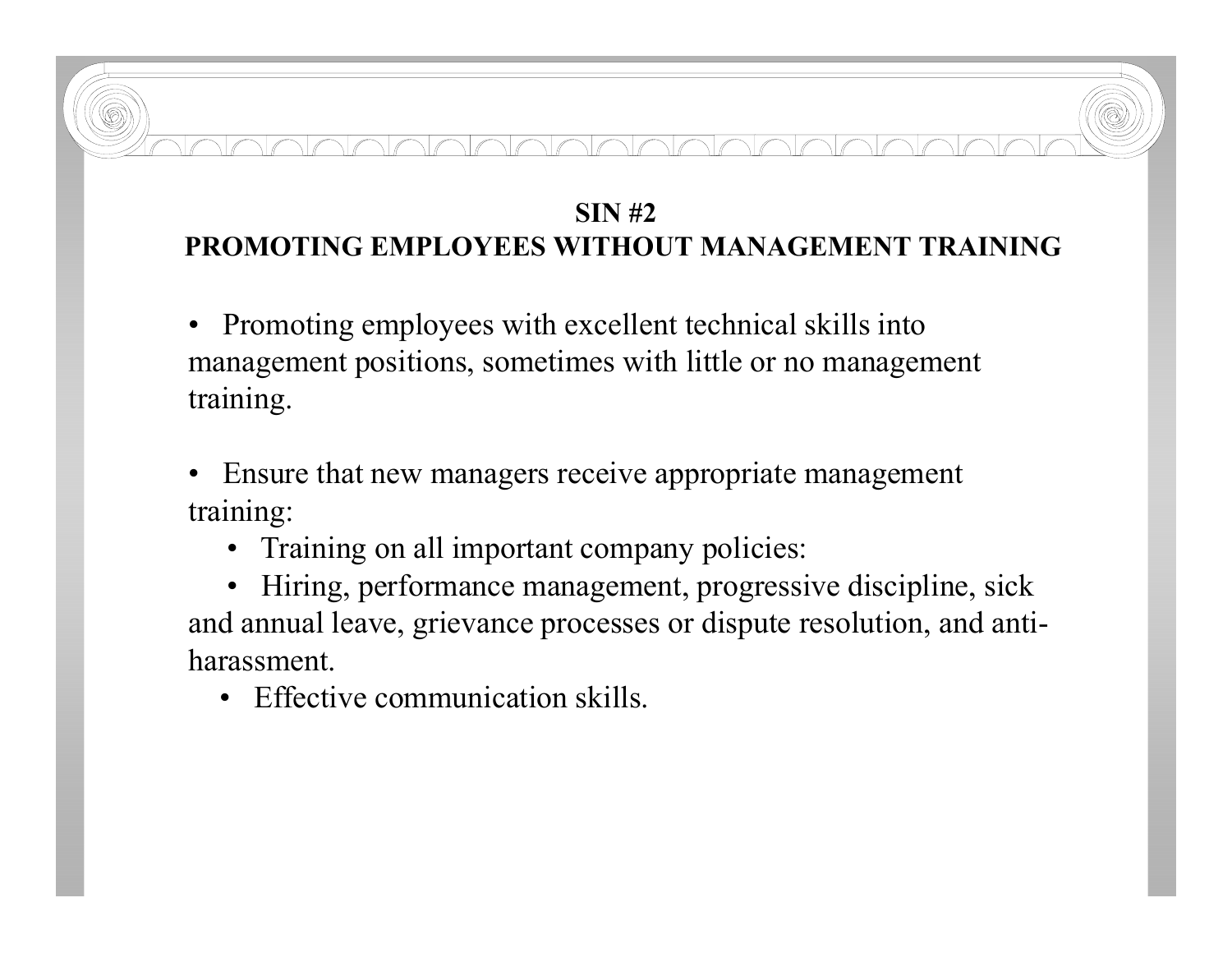## SIN #2
## PROMOTING EMPLOYEES WITHOUT MANAGEMENT TRAINING

- Promoting employees with excellent technical skills into management positions, sometimes with little or no management training.

- Ensure that new managers receive appropriate management training:
  - Training on all important company policies:
  - Hiring, performance management, progressive discipline, sick and annual leave, grievance processes or dispute resolution, and anti-harassment.
  - Effective communication skills.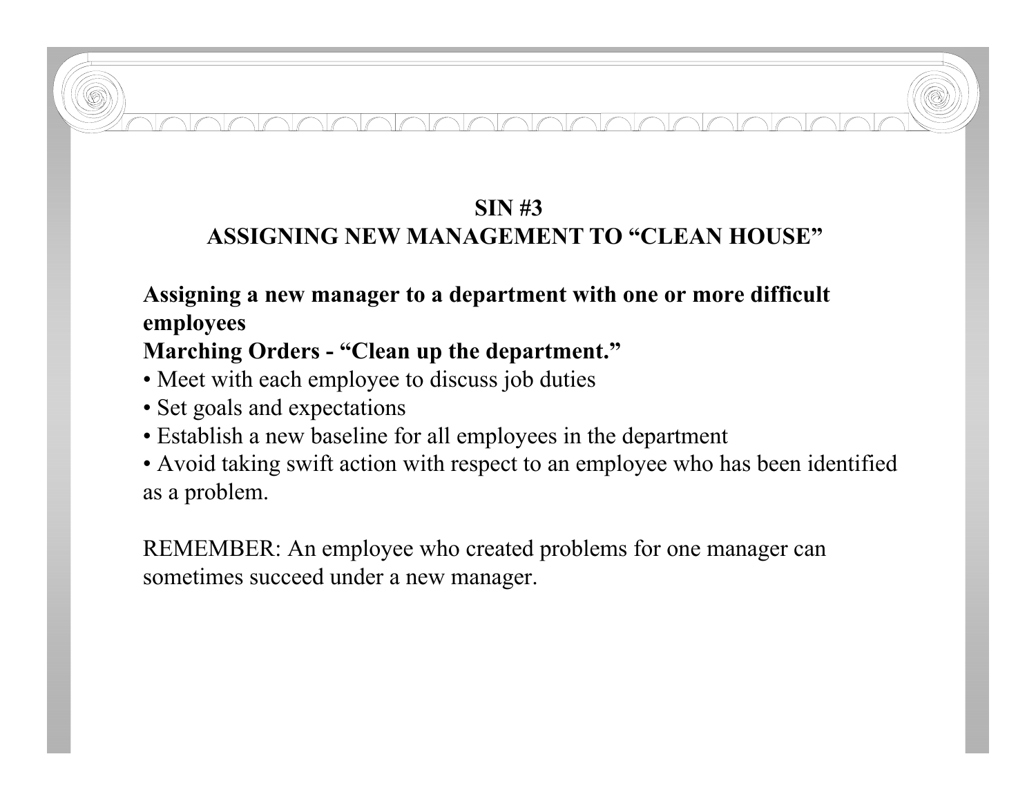## SIN #3
## ASSIGNING NEW MANAGEMENT TO "CLEAN HOUSE"

**Assigning a new manager to a department with one or more difficult employees**

**Marching Orders - "Clean up the department."**

- Meet with each employee to discuss job duties
- Set goals and expectations
- Establish a new baseline for all employees in the department
- Avoid taking swift action with respect to an employee who has been identified as a problem.

REMEMBER: An employee who created problems for one manager can sometimes succeed under a new manager.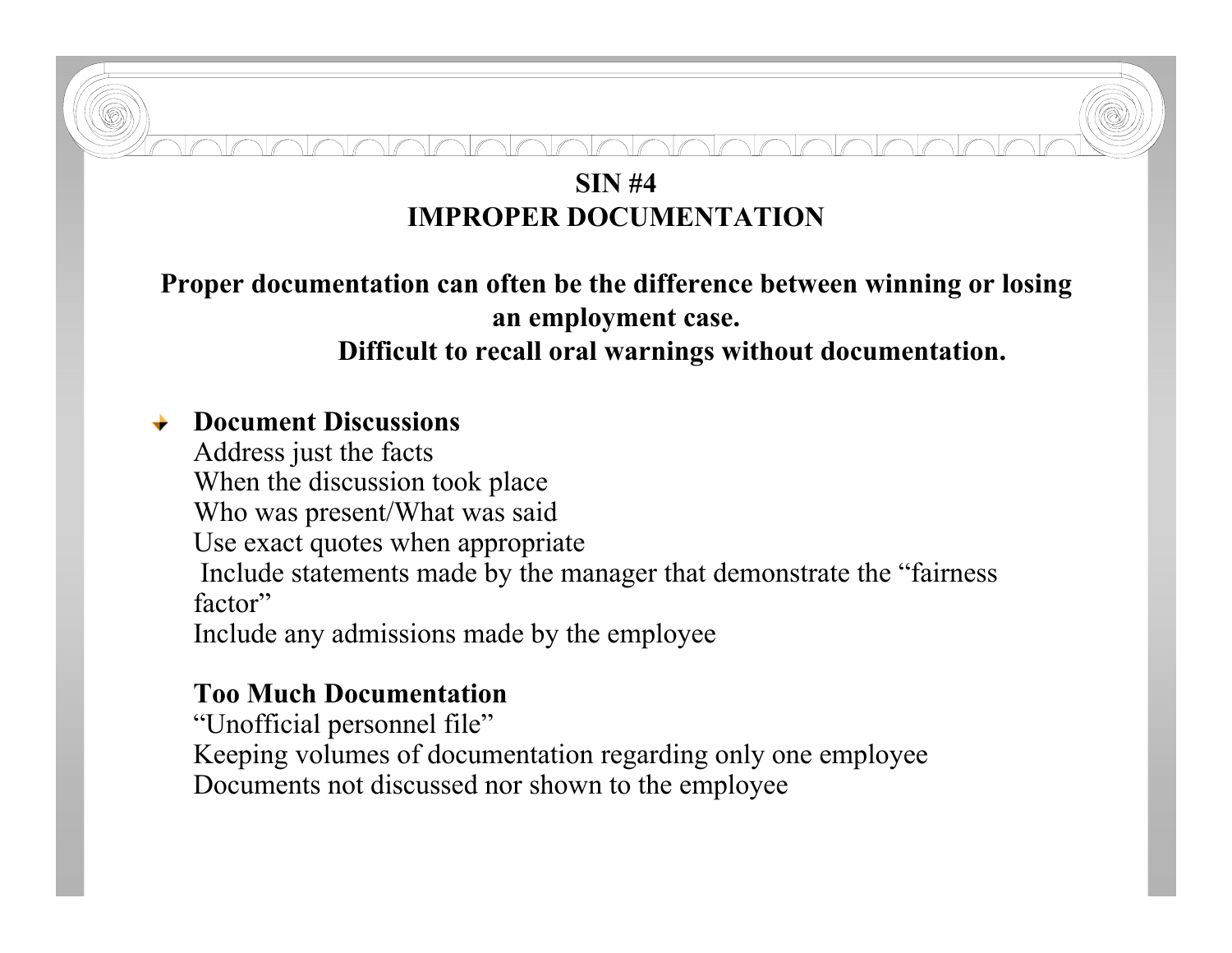## SIN #4
## IMPROPER DOCUMENTATION

**Proper documentation can often be the difference between winning or losing an employment case.**

**Difficult to recall oral warnings without documentation.**

- **Document Discussions**
  Address just the facts
  When the discussion took place
  Who was present/What was said
  Use exact quotes when appropriate
  Include statements made by the manager that demonstrate the “fairness factor”
  Include any admissions made by the employee

  **Too Much Documentation**
  “Unofficial personnel file”
  Keeping volumes of documentation regarding only one employee
  Documents not discussed nor shown to the employee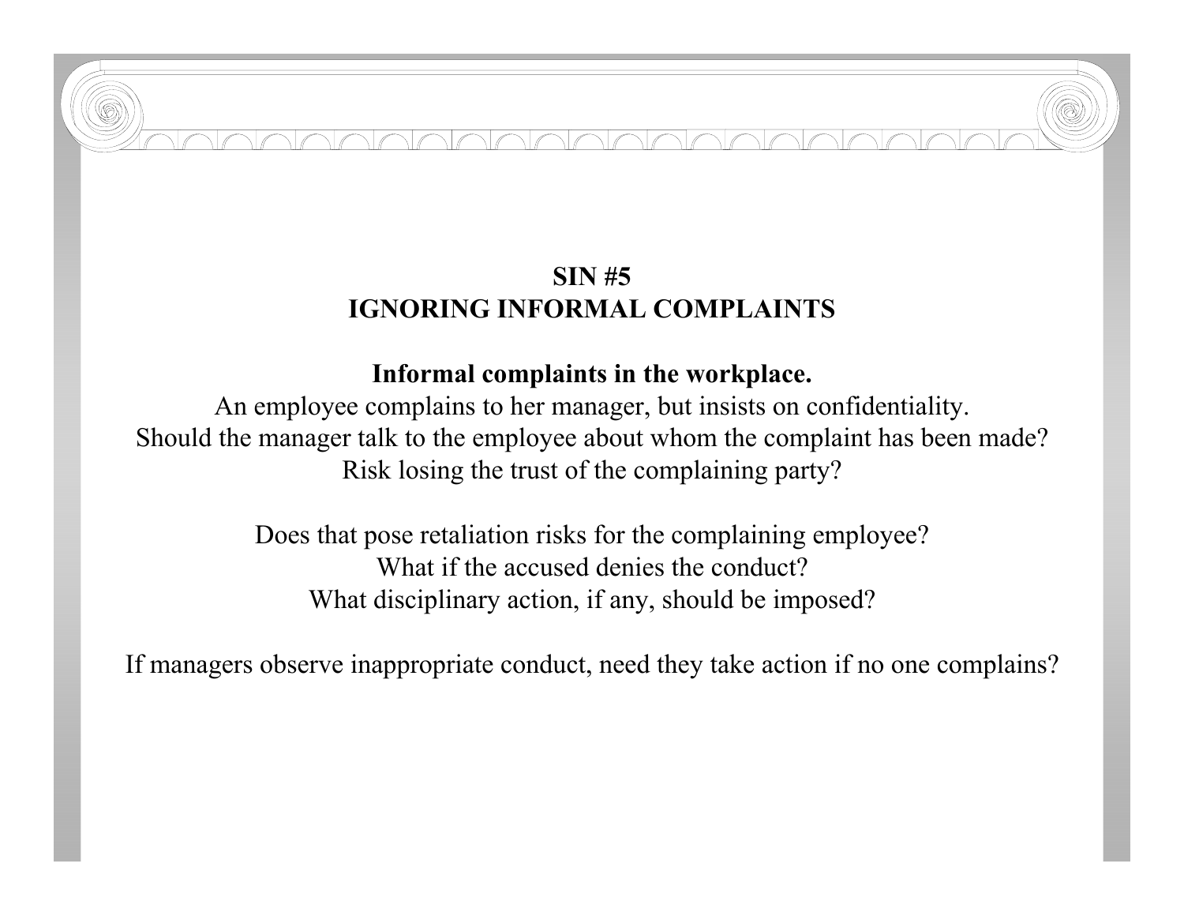## SIN #5
## IGNORING INFORMAL COMPLAINTS

**Informal complaints in the workplace.**

An employee complains to her manager, but insists on confidentiality.
Should the manager talk to the employee about whom the complaint has been made?
Risk losing the trust of the complaining party?

Does that pose retaliation risks for the complaining employee?
What if the accused denies the conduct?
What disciplinary action, if any, should be imposed?

If managers observe inappropriate conduct, need they take action if no one complains?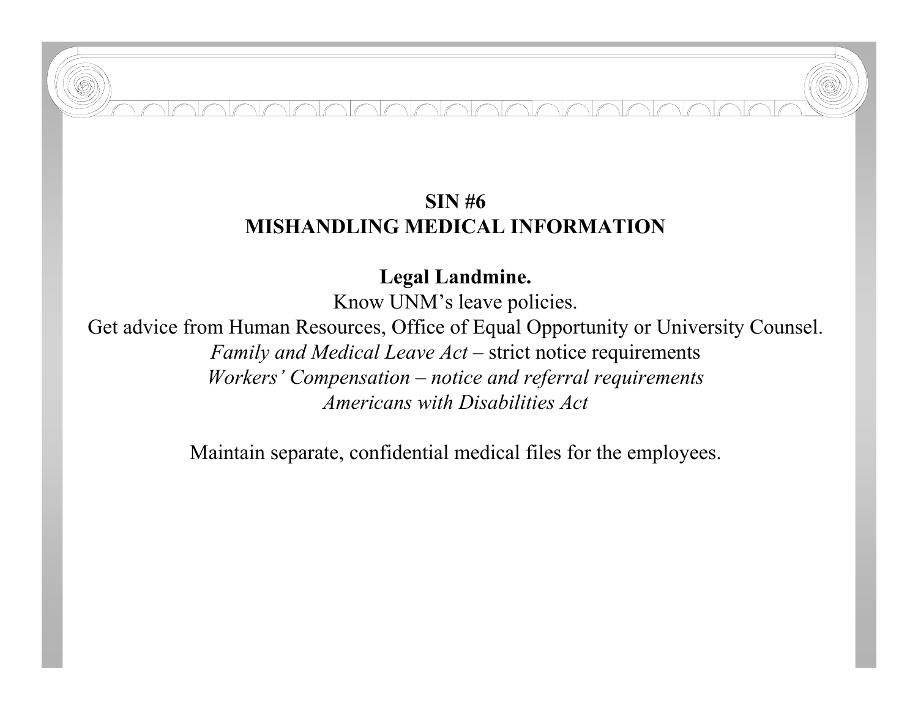## SIN #6
## MISHANDLING MEDICAL INFORMATION

**Legal Landmine.**

Know UNM's leave policies.

Get advice from Human Resources, Office of Equal Opportunity or University Counsel.

*Family and Medical Leave Act* – strict notice requirements

*Workers' Compensation – notice and referral requirements*

*Americans with Disabilities Act*

Maintain separate, confidential medical files for the employees.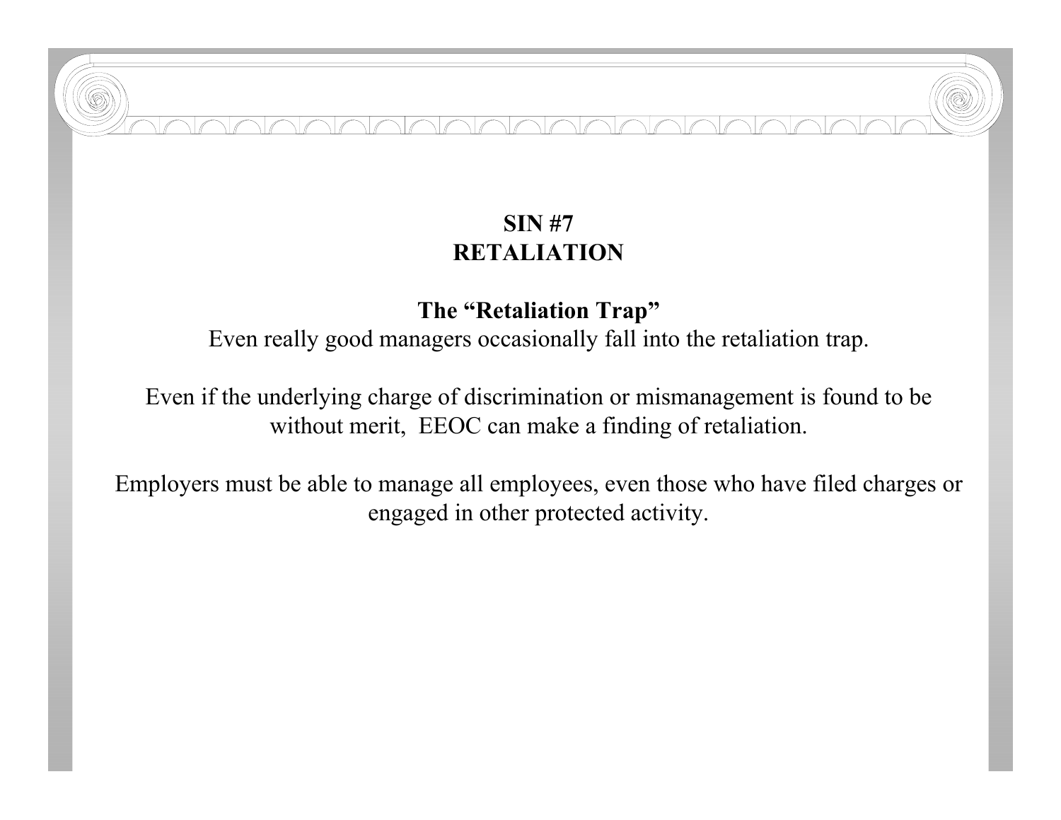## SIN #7
## RETALIATION

### The "Retaliation Trap"

Even really good managers occasionally fall into the retaliation trap.

Even if the underlying charge of discrimination or mismanagement is found to be without merit, EEOC can make a finding of retaliation.

Employers must be able to manage all employees, even those who have filed charges or engaged in other protected activity.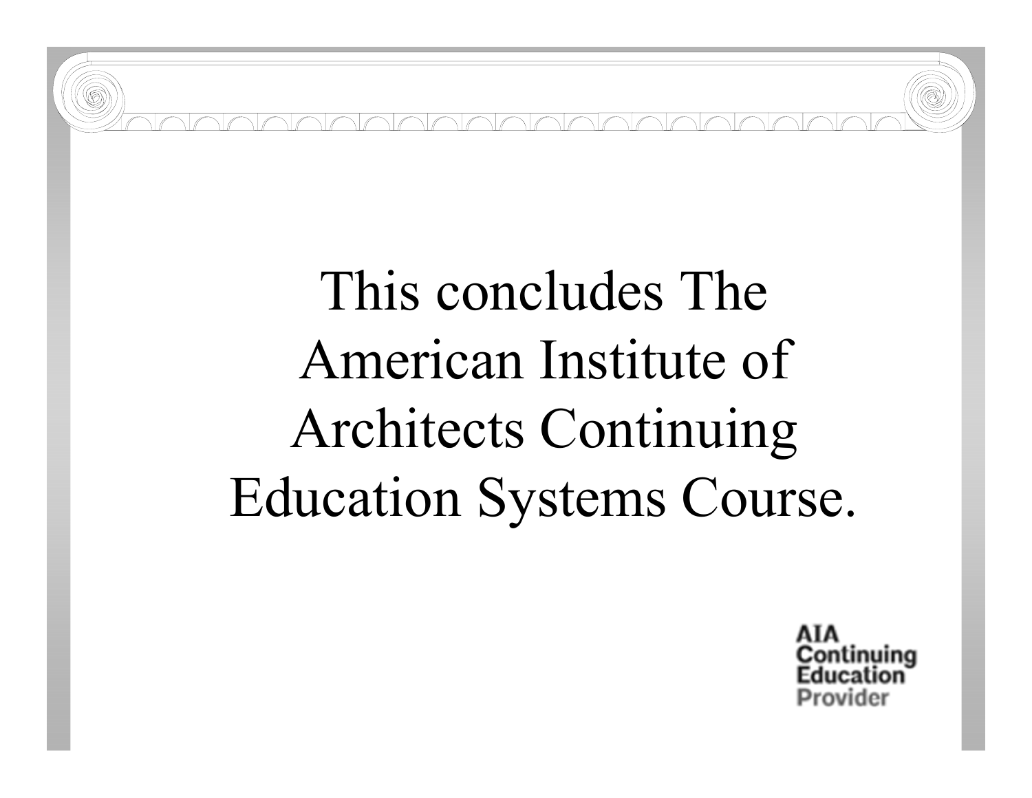This concludes The American Institute of Architects Continuing Education Systems Course.

AIA Continuing Education Provider